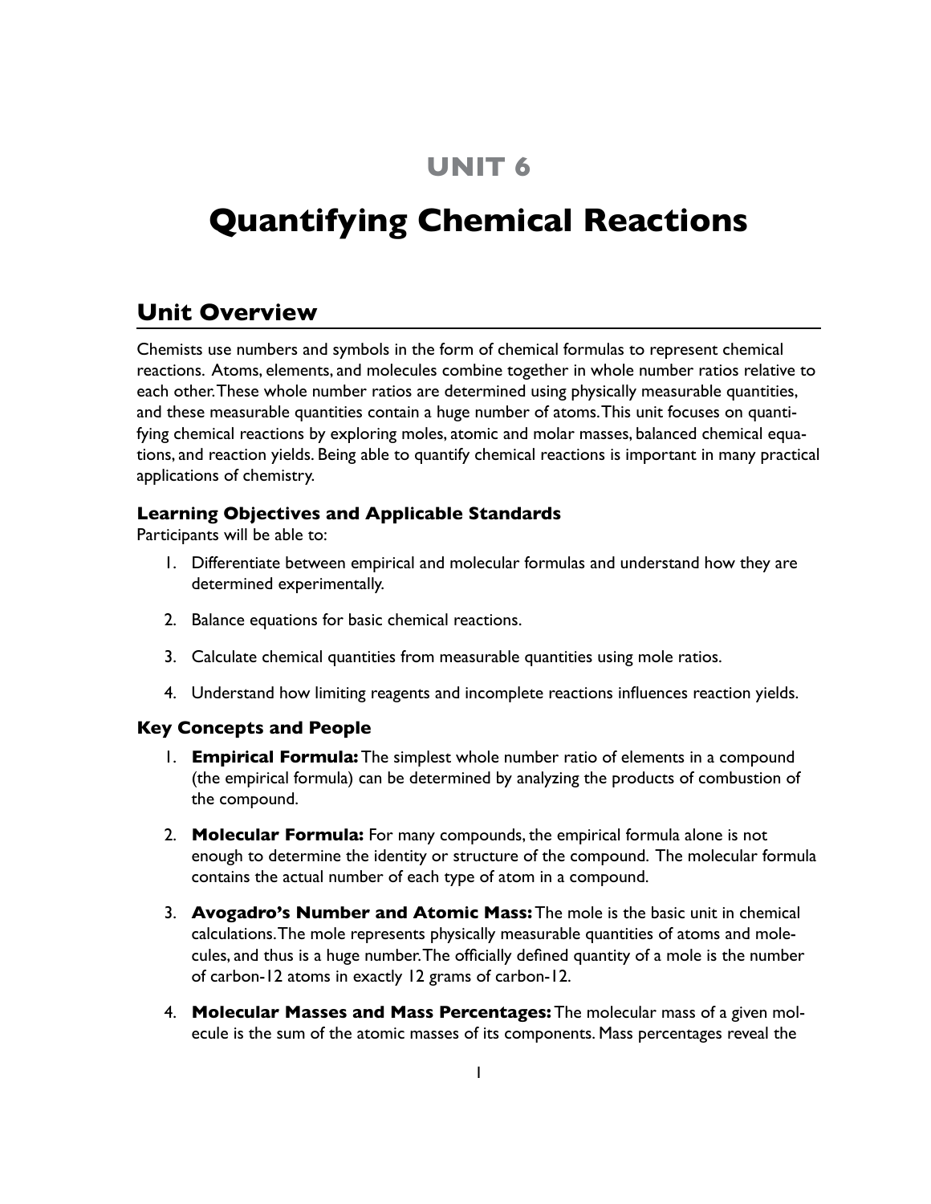# UNIT 6

# Quantifying Chemical Reactions

## Unit Overview

Chemists use numbers and symbols in the form of chemical formulas to represent chemical reactions. Atoms, elements, and molecules combine together in whole number ratios relative to each other. These whole number ratios are determined using physically measurable quantities, and these measurable quantities contain a huge number of atoms. This unit focuses on quantifying chemical reactions by exploring moles, atomic and molar masses, balanced chemical equations, and reaction yields. Being able to quantify chemical reactions is important in many practical applications of chemistry.

### Learning Objectives and Applicable Standards

Participants will be able to:

1. Differentiate between empirical and molecular formulas and understand how they are determined experimentally.
2. Balance equations for basic chemical reactions.
3. Calculate chemical quantities from measurable quantities using mole ratios.
4. Understand how limiting reagents and incomplete reactions influences reaction yields.

### Key Concepts and People

1. **Empirical Formula:** The simplest whole number ratio of elements in a compound (the empirical formula) can be determined by analyzing the products of combustion of the compound.
2. **Molecular Formula:** For many compounds, the empirical formula alone is not enough to determine the identity or structure of the compound. The molecular formula contains the actual number of each type of atom in a compound.
3. **Avogadro's Number and Atomic Mass:** The mole is the basic unit in chemical calculations. The mole represents physically measurable quantities of atoms and molecules, and thus is a huge number. The officially defined quantity of a mole is the number of carbon-12 atoms in exactly 12 grams of carbon-12.
4. **Molecular Masses and Mass Percentages:** The molecular mass of a given molecule is the sum of the atomic masses of its components. Mass percentages reveal the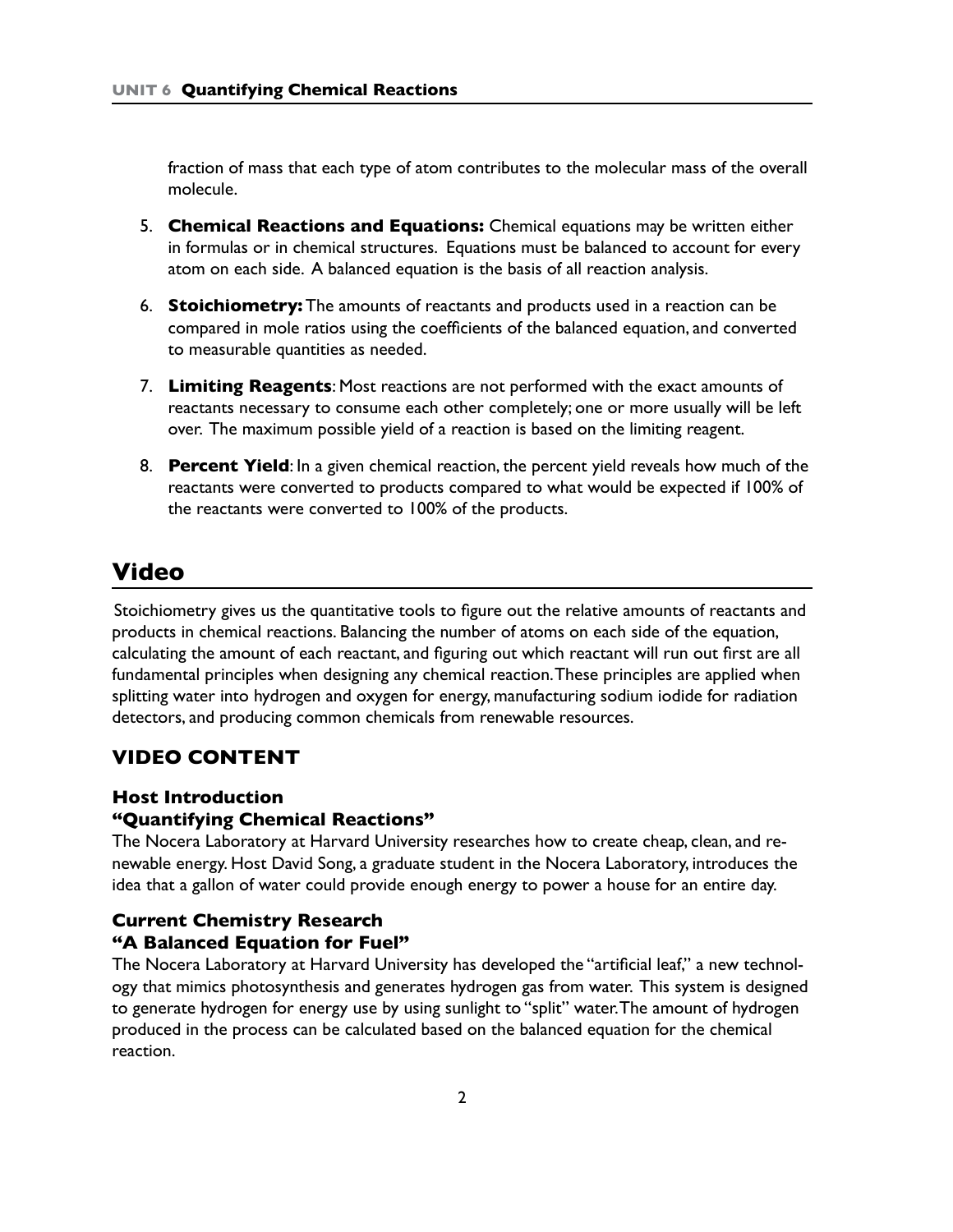fraction of mass that each type of atom contributes to the molecular mass of the overall molecule.

5. **Chemical Reactions and Equations:** Chemical equations may be written either in formulas or in chemical structures. Equations must be balanced to account for every atom on each side. A balanced equation is the basis of all reaction analysis.

6. **Stoichiometry:** The amounts of reactants and products used in a reaction can be compared in mole ratios using the coefficients of the balanced equation, and converted to measurable quantities as needed.

7. **Limiting Reagents**: Most reactions are not performed with the exact amounts of reactants necessary to consume each other completely; one or more usually will be left over. The maximum possible yield of a reaction is based on the limiting reagent.

8. **Percent Yield**: In a given chemical reaction, the percent yield reveals how much of the reactants were converted to products compared to what would be expected if 100% of the reactants were converted to 100% of the products.

# Video

Stoichiometry gives us the quantitative tools to figure out the relative amounts of reactants and products in chemical reactions. Balancing the number of atoms on each side of the equation, calculating the amount of each reactant, and figuring out which reactant will run out first are all fundamental principles when designing any chemical reaction. These principles are applied when splitting water into hydrogen and oxygen for energy, manufacturing sodium iodide for radiation detectors, and producing common chemicals from renewable resources.

## VIDEO CONTENT

### Host Introduction
### "Quantifying Chemical Reactions"

The Nocera Laboratory at Harvard University researches how to create cheap, clean, and renewable energy. Host David Song, a graduate student in the Nocera Laboratory, introduces the idea that a gallon of water could provide enough energy to power a house for an entire day.

### Current Chemistry Research
### "A Balanced Equation for Fuel"

The Nocera Laboratory at Harvard University has developed the "artificial leaf," a new technology that mimics photosynthesis and generates hydrogen gas from water. This system is designed to generate hydrogen for energy use by using sunlight to "split" water. The amount of hydrogen produced in the process can be calculated based on the balanced equation for the chemical reaction.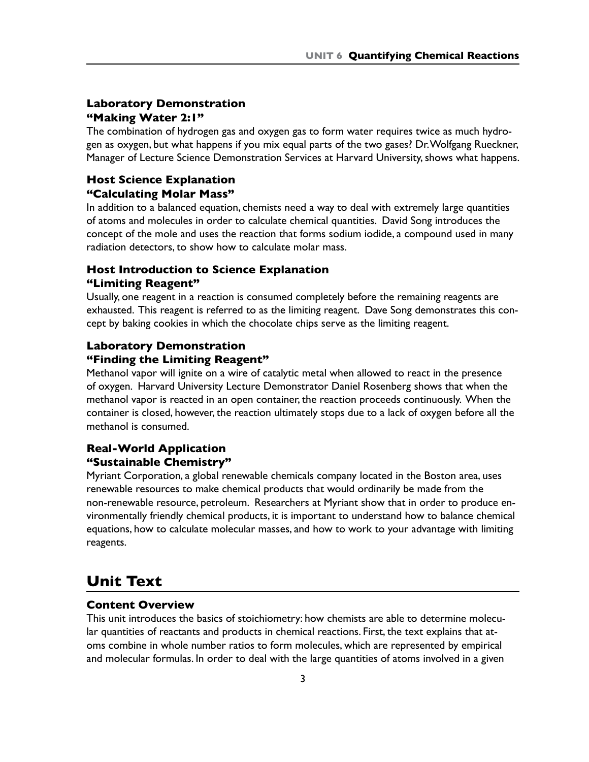### Laboratory Demonstration
### "Making Water 2:1"

The combination of hydrogen gas and oxygen gas to form water requires twice as much hydrogen as oxygen, but what happens if you mix equal parts of the two gases? Dr. Wolfgang Rueckner, Manager of Lecture Science Demonstration Services at Harvard University, shows what happens.

### Host Science Explanation
### "Calculating Molar Mass"

In addition to a balanced equation, chemists need a way to deal with extremely large quantities of atoms and molecules in order to calculate chemical quantities. David Song introduces the concept of the mole and uses the reaction that forms sodium iodide, a compound used in many radiation detectors, to show how to calculate molar mass.

### Host Introduction to Science Explanation
### "Limiting Reagent"

Usually, one reagent in a reaction is consumed completely before the remaining reagents are exhausted. This reagent is referred to as the limiting reagent. Dave Song demonstrates this concept by baking cookies in which the chocolate chips serve as the limiting reagent.

### Laboratory Demonstration
### "Finding the Limiting Reagent"

Methanol vapor will ignite on a wire of catalytic metal when allowed to react in the presence of oxygen. Harvard University Lecture Demonstrator Daniel Rosenberg shows that when the methanol vapor is reacted in an open container, the reaction proceeds continuously. When the container is closed, however, the reaction ultimately stops due to a lack of oxygen before all the methanol is consumed.

### Real-World Application
### "Sustainable Chemistry"

Myriant Corporation, a global renewable chemicals company located in the Boston area, uses renewable resources to make chemical products that would ordinarily be made from the non-renewable resource, petroleum. Researchers at Myriant show that in order to produce environmentally friendly chemical products, it is important to understand how to balance chemical equations, how to calculate molecular masses, and how to work to your advantage with limiting reagents.

## Unit Text

### Content Overview

This unit introduces the basics of stoichiometry: how chemists are able to determine molecular quantities of reactants and products in chemical reactions. First, the text explains that atoms combine in whole number ratios to form molecules, which are represented by empirical and molecular formulas. In order to deal with the large quantities of atoms involved in a given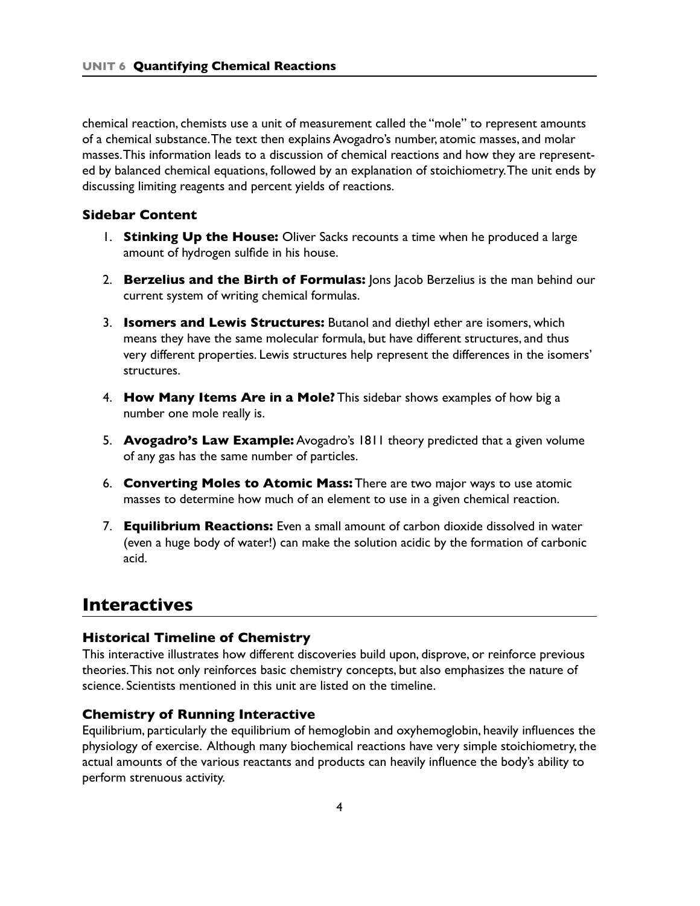chemical reaction, chemists use a unit of measurement called the "mole" to represent amounts of a chemical substance. The text then explains Avogadro's number, atomic masses, and molar masses. This information leads to a discussion of chemical reactions and how they are represented by balanced chemical equations, followed by an explanation of stoichiometry. The unit ends by discussing limiting reagents and percent yields of reactions.

### Sidebar Content

1. **Stinking Up the House:** Oliver Sacks recounts a time when he produced a large amount of hydrogen sulfide in his house.
2. **Berzelius and the Birth of Formulas:** Jons Jacob Berzelius is the man behind our current system of writing chemical formulas.
3. **Isomers and Lewis Structures:** Butanol and diethyl ether are isomers, which means they have the same molecular formula, but have different structures, and thus very different properties. Lewis structures help represent the differences in the isomers' structures.
4. **How Many Items Are in a Mole?** This sidebar shows examples of how big a number one mole really is.
5. **Avogadro's Law Example:** Avogadro's 1811 theory predicted that a given volume of any gas has the same number of particles.
6. **Converting Moles to Atomic Mass:** There are two major ways to use atomic masses to determine how much of an element to use in a given chemical reaction.
7. **Equilibrium Reactions:** Even a small amount of carbon dioxide dissolved in water (even a huge body of water!) can make the solution acidic by the formation of carbonic acid.

## Interactives

### Historical Timeline of Chemistry

This interactive illustrates how different discoveries build upon, disprove, or reinforce previous theories. This not only reinforces basic chemistry concepts, but also emphasizes the nature of science. Scientists mentioned in this unit are listed on the timeline.

### Chemistry of Running Interactive

Equilibrium, particularly the equilibrium of hemoglobin and oxyhemoglobin, heavily influences the physiology of exercise. Although many biochemical reactions have very simple stoichiometry, the actual amounts of the various reactants and products can heavily influence the body's ability to perform strenuous activity.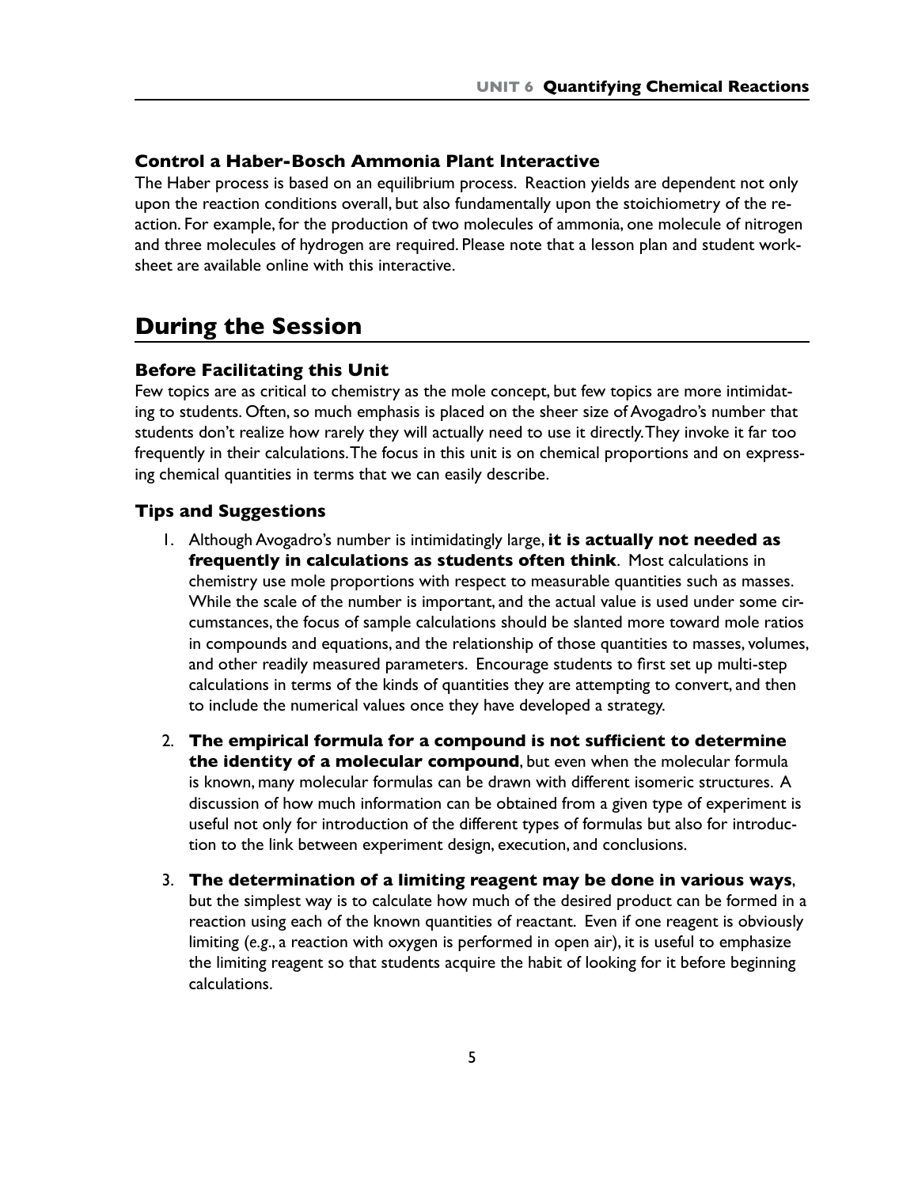### Control a Haber-Bosch Ammonia Plant Interactive

The Haber process is based on an equilibrium process. Reaction yields are dependent not only upon the reaction conditions overall, but also fundamentally upon the stoichiometry of the reaction. For example, for the production of two molecules of ammonia, one molecule of nitrogen and three molecules of hydrogen are required. Please note that a lesson plan and student worksheet are available online with this interactive.

## During the Session

### Before Facilitating this Unit

Few topics are as critical to chemistry as the mole concept, but few topics are more intimidating to students. Often, so much emphasis is placed on the sheer size of Avogadro's number that students don't realize how rarely they will actually need to use it directly. They invoke it far too frequently in their calculations. The focus in this unit is on chemical proportions and on expressing chemical quantities in terms that we can easily describe.

### Tips and Suggestions

1. Although Avogadro's number is intimidatingly large, **it is actually not needed as frequently in calculations as students often think**. Most calculations in chemistry use mole proportions with respect to measurable quantities such as masses. While the scale of the number is important, and the actual value is used under some circumstances, the focus of sample calculations should be slanted more toward mole ratios in compounds and equations, and the relationship of those quantities to masses, volumes, and other readily measured parameters. Encourage students to first set up multi-step calculations in terms of the kinds of quantities they are attempting to convert, and then to include the numerical values once they have developed a strategy.

2. **The empirical formula for a compound is not sufficient to determine the identity of a molecular compound**, but even when the molecular formula is known, many molecular formulas can be drawn with different isomeric structures. A discussion of how much information can be obtained from a given type of experiment is useful not only for introduction of the different types of formulas but also for introduction to the link between experiment design, execution, and conclusions.

3. **The determination of a limiting reagent may be done in various ways**, but the simplest way is to calculate how much of the desired product can be formed in a reaction using each of the known quantities of reactant. Even if one reagent is obviously limiting (*e.g.*, a reaction with oxygen is performed in open air), it is useful to emphasize the limiting reagent so that students acquire the habit of looking for it before beginning calculations.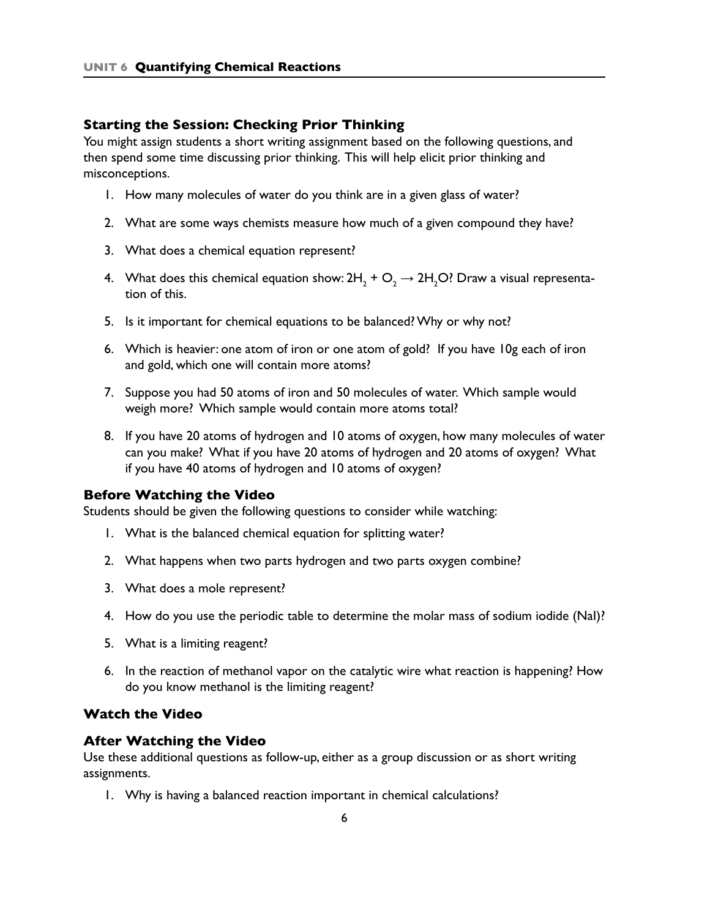### Starting the Session: Checking Prior Thinking

You might assign students a short writing assignment based on the following questions, and then spend some time discussing prior thinking. This will help elicit prior thinking and misconceptions.

1. How many molecules of water do you think are in a given glass of water?
2. What are some ways chemists measure how much of a given compound they have?
3. What does a chemical equation represent?
4. What does this chemical equation show: $2H_2 + O_2 \rightarrow 2H_2O$? Draw a visual representation of this.
5. Is it important for chemical equations to be balanced? Why or why not?
6. Which is heavier: one atom of iron or one atom of gold? If you have 10g each of iron and gold, which one will contain more atoms?
7. Suppose you had 50 atoms of iron and 50 molecules of water. Which sample would weigh more? Which sample would contain more atoms total?
8. If you have 20 atoms of hydrogen and 10 atoms of oxygen, how many molecules of water can you make? What if you have 20 atoms of hydrogen and 20 atoms of oxygen? What if you have 40 atoms of hydrogen and 10 atoms of oxygen?

### Before Watching the Video

Students should be given the following questions to consider while watching:

1. What is the balanced chemical equation for splitting water?
2. What happens when two parts hydrogen and two parts oxygen combine?
3. What does a mole represent?
4. How do you use the periodic table to determine the molar mass of sodium iodide (NaI)?
5. What is a limiting reagent?
6. In the reaction of methanol vapor on the catalytic wire what reaction is happening? How do you know methanol is the limiting reagent?

### Watch the Video

### After Watching the Video

Use these additional questions as follow-up, either as a group discussion or as short writing assignments.

1. Why is having a balanced reaction important in chemical calculations?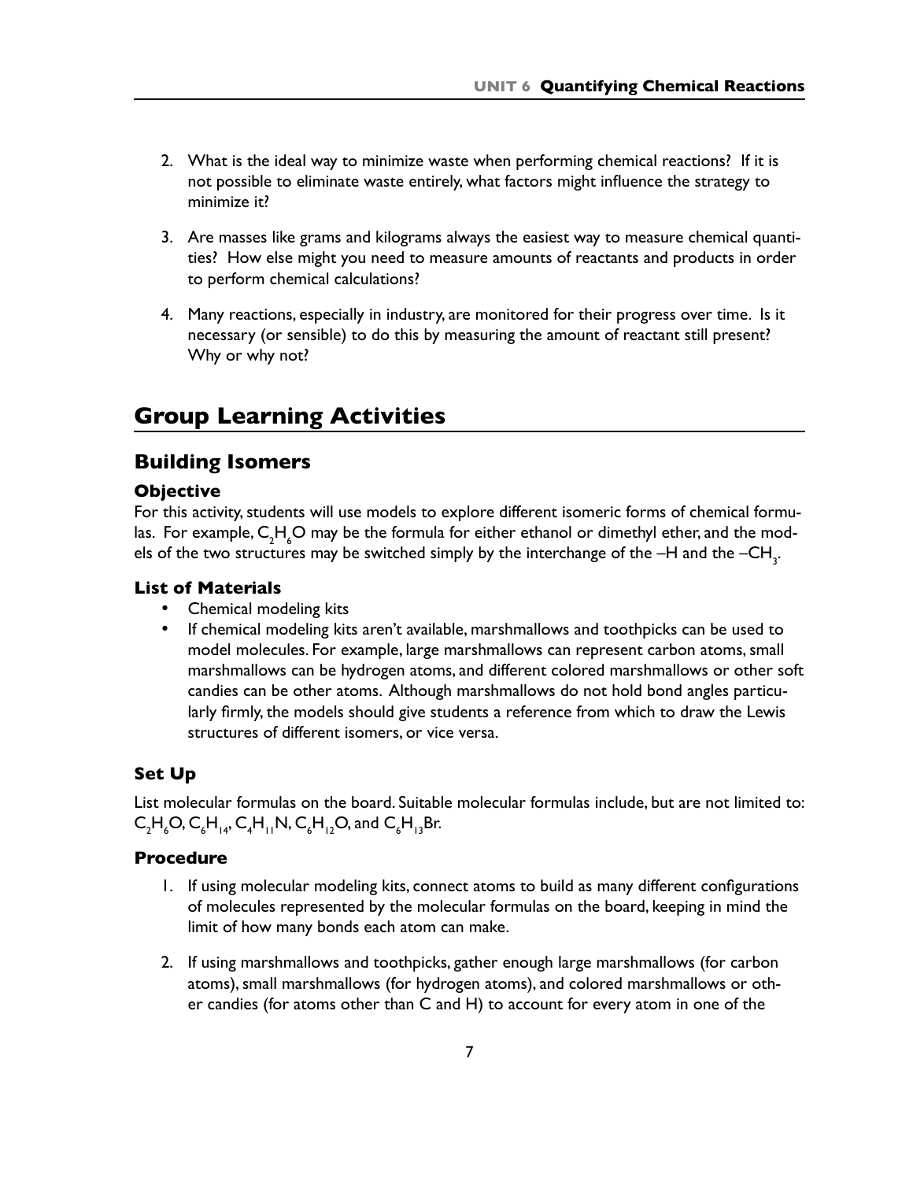2. What is the ideal way to minimize waste when performing chemical reactions? If it is not possible to eliminate waste entirely, what factors might influence the strategy to minimize it?

3. Are masses like grams and kilograms always the easiest way to measure chemical quantities? How else might you need to measure amounts of reactants and products in order to perform chemical calculations?

4. Many reactions, especially in industry, are monitored for their progress over time. Is it necessary (or sensible) to do this by measuring the amount of reactant still present? Why or why not?

# Group Learning Activities

## Building Isomers

### Objective

For this activity, students will use models to explore different isomeric forms of chemical formulas. For example, $C_2H_6O$ may be the formula for either ethanol or dimethyl ether, and the models of the two structures may be switched simply by the interchange of the –H and the $–CH_3$.

### List of Materials

- Chemical modeling kits
- If chemical modeling kits aren't available, marshmallows and toothpicks can be used to model molecules. For example, large marshmallows can represent carbon atoms, small marshmallows can be hydrogen atoms, and different colored marshmallows or other soft candies can be other atoms. Although marshmallows do not hold bond angles particularly firmly, the models should give students a reference from which to draw the Lewis structures of different isomers, or vice versa.

### Set Up

List molecular formulas on the board. Suitable molecular formulas include, but are not limited to: $C_2H_6O$, $C_6H_{14}$, $C_4H_{11}N$, $C_6H_{12}O$, and $C_6H_{13}Br$.

### Procedure

1. If using molecular modeling kits, connect atoms to build as many different configurations of molecules represented by the molecular formulas on the board, keeping in mind the limit of how many bonds each atom can make.

2. If using marshmallows and toothpicks, gather enough large marshmallows (for carbon atoms), small marshmallows (for hydrogen atoms), and colored marshmallows or other candies (for atoms other than C and H) to account for every atom in one of the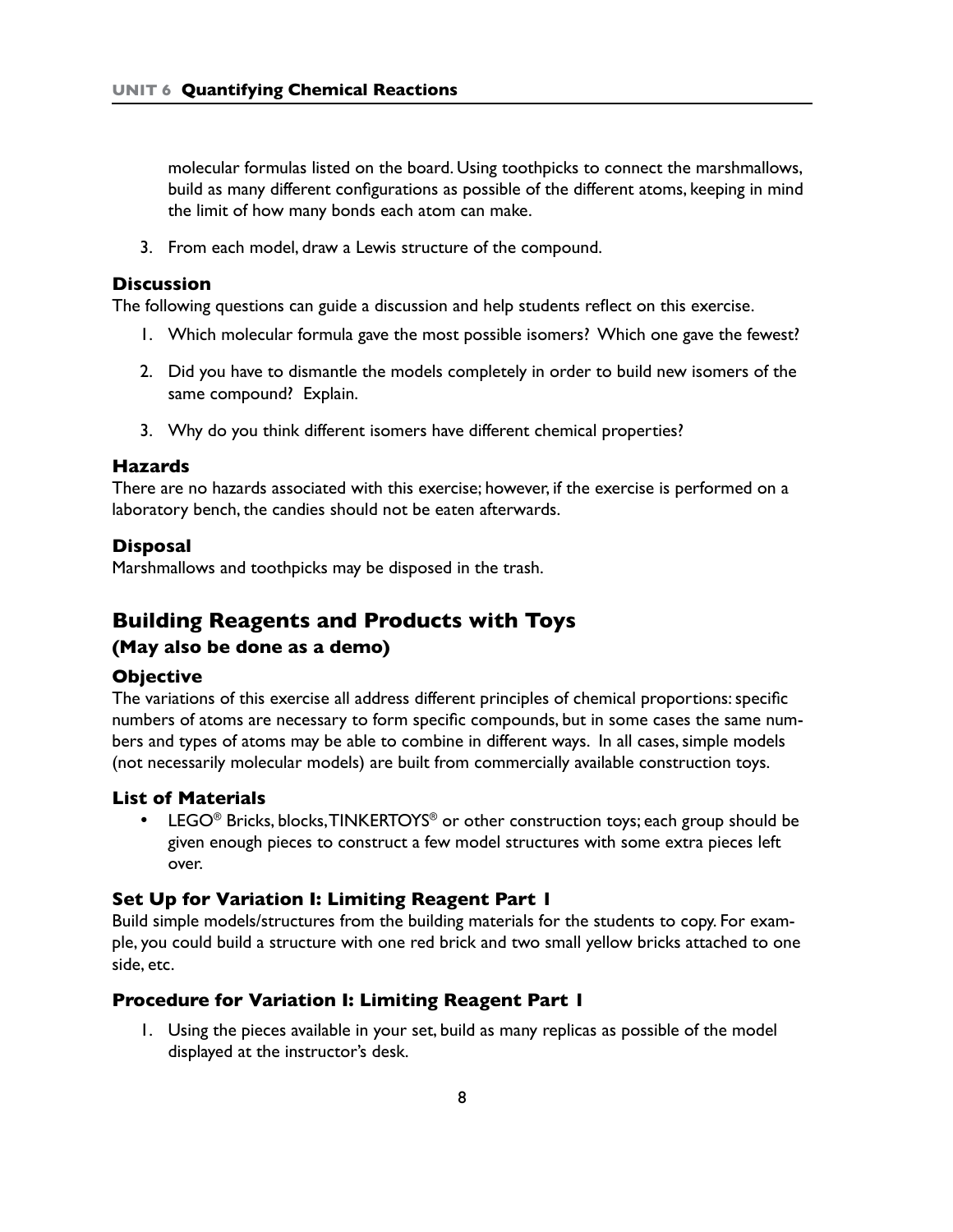molecular formulas listed on the board. Using toothpicks to connect the marshmallows, build as many different configurations as possible of the different atoms, keeping in mind the limit of how many bonds each atom can make.

3. From each model, draw a Lewis structure of the compound.

### Discussion

The following questions can guide a discussion and help students reflect on this exercise.

1. Which molecular formula gave the most possible isomers? Which one gave the fewest?
2. Did you have to dismantle the models completely in order to build new isomers of the same compound? Explain.
3. Why do you think different isomers have different chemical properties?

### Hazards

There are no hazards associated with this exercise; however, if the exercise is performed on a laboratory bench, the candies should not be eaten afterwards.

### Disposal

Marshmallows and toothpicks may be disposed in the trash.

## Building Reagents and Products with Toys

### (May also be done as a demo)

### Objective

The variations of this exercise all address different principles of chemical proportions: specific numbers of atoms are necessary to form specific compounds, but in some cases the same numbers and types of atoms may be able to combine in different ways. In all cases, simple models (not necessarily molecular models) are built from commercially available construction toys.

### List of Materials

- LEGO® Bricks, blocks, TINKERTOYS® or other construction toys; each group should be given enough pieces to construct a few model structures with some extra pieces left over.

### Set Up for Variation I: Limiting Reagent Part 1

Build simple models/structures from the building materials for the students to copy. For example, you could build a structure with one red brick and two small yellow bricks attached to one side, etc.

### Procedure for Variation I: Limiting Reagent Part 1

1. Using the pieces available in your set, build as many replicas as possible of the model displayed at the instructor's desk.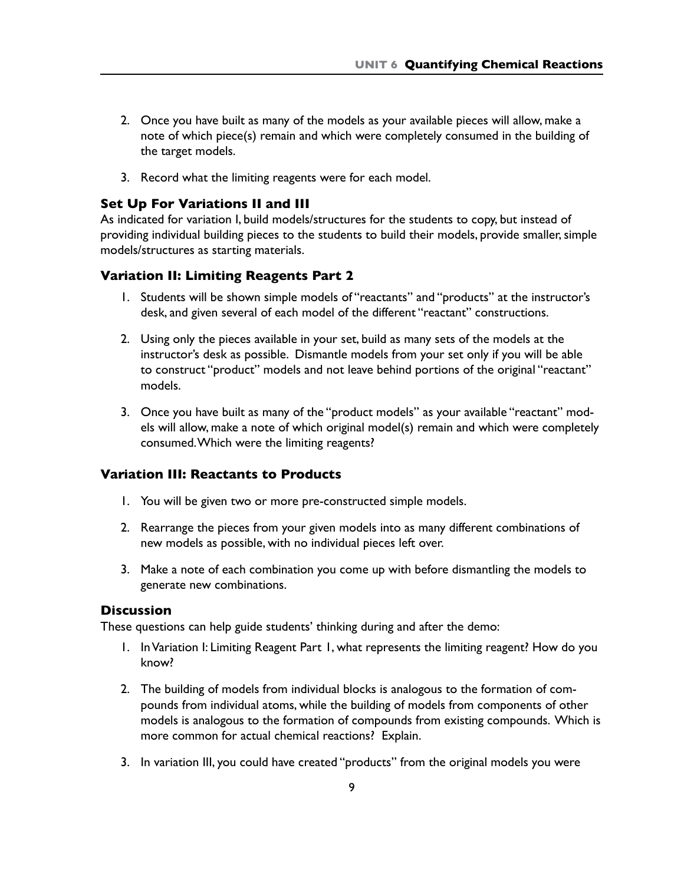2. Once you have built as many of the models as your available pieces will allow, make a note of which piece(s) remain and which were completely consumed in the building of the target models.

3. Record what the limiting reagents were for each model.

### Set Up For Variations II and III

As indicated for variation I, build models/structures for the students to copy, but instead of providing individual building pieces to the students to build their models, provide smaller, simple models/structures as starting materials.

### Variation II: Limiting Reagents Part 2

1. Students will be shown simple models of "reactants" and "products" at the instructor's desk, and given several of each model of the different "reactant" constructions.

2. Using only the pieces available in your set, build as many sets of the models at the instructor's desk as possible. Dismantle models from your set only if you will be able to construct "product" models and not leave behind portions of the original "reactant" models.

3. Once you have built as many of the "product models" as your available "reactant" models will allow, make a note of which original model(s) remain and which were completely consumed. Which were the limiting reagents?

### Variation III: Reactants to Products

1. You will be given two or more pre-constructed simple models.

2. Rearrange the pieces from your given models into as many different combinations of new models as possible, with no individual pieces left over.

3. Make a note of each combination you come up with before dismantling the models to generate new combinations.

### Discussion

These questions can help guide students' thinking during and after the demo:

1. In Variation I: Limiting Reagent Part 1, what represents the limiting reagent? How do you know?

2. The building of models from individual blocks is analogous to the formation of compounds from individual atoms, while the building of models from components of other models is analogous to the formation of compounds from existing compounds. Which is more common for actual chemical reactions? Explain.

3. In variation III, you could have created "products" from the original models you were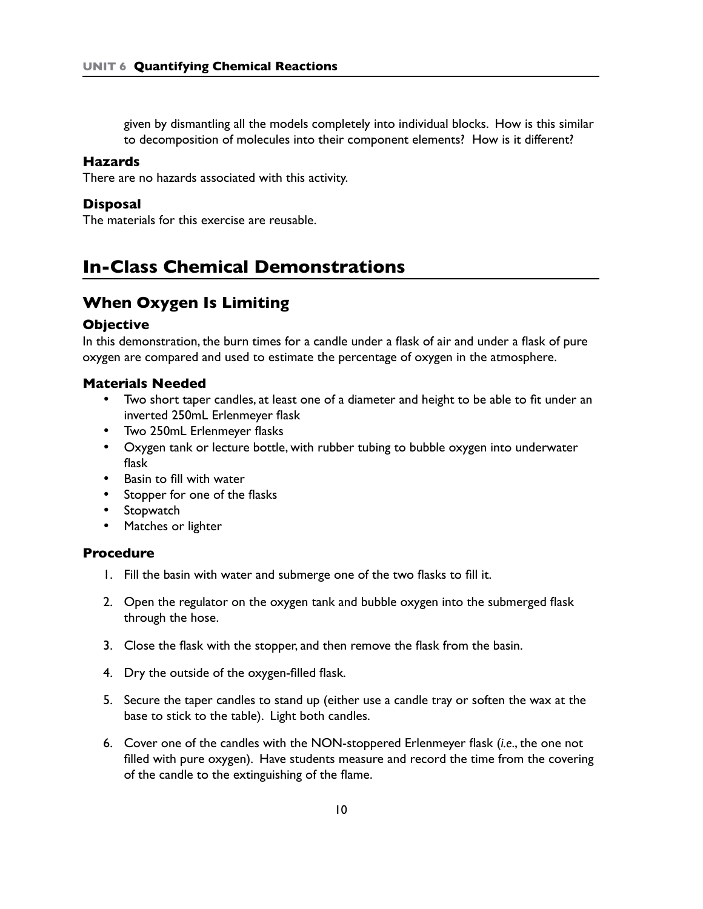given by dismantling all the models completely into individual blocks. How is this similar to decomposition of molecules into their component elements? How is it different?

### Hazards

There are no hazards associated with this activity.

### Disposal

The materials for this exercise are reusable.

# In-Class Chemical Demonstrations

## When Oxygen Is Limiting

### Objective

In this demonstration, the burn times for a candle under a flask of air and under a flask of pure oxygen are compared and used to estimate the percentage of oxygen in the atmosphere.

### Materials Needed

- Two short taper candles, at least one of a diameter and height to be able to fit under an inverted 250mL Erlenmeyer flask
- Two 250mL Erlenmeyer flasks
- Oxygen tank or lecture bottle, with rubber tubing to bubble oxygen into underwater flask
- Basin to fill with water
- Stopper for one of the flasks
- Stopwatch
- Matches or lighter

### Procedure

1. Fill the basin with water and submerge one of the two flasks to fill it.

2. Open the regulator on the oxygen tank and bubble oxygen into the submerged flask through the hose.

3. Close the flask with the stopper, and then remove the flask from the basin.

4. Dry the outside of the oxygen-filled flask.

5. Secure the taper candles to stand up (either use a candle tray or soften the wax at the base to stick to the table). Light both candles.

6. Cover one of the candles with the NON-stoppered Erlenmeyer flask (*i.e.*, the one not filled with pure oxygen). Have students measure and record the time from the covering of the candle to the extinguishing of the flame.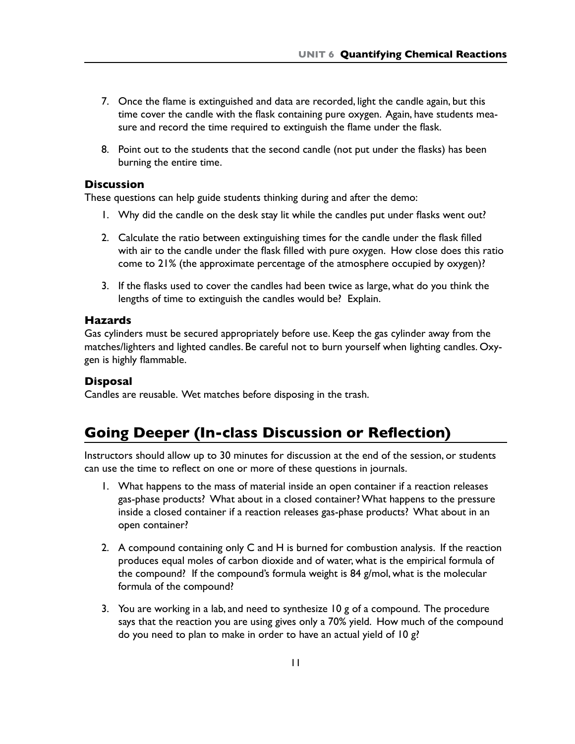7. Once the flame is extinguished and data are recorded, light the candle again, but this time cover the candle with the flask containing pure oxygen. Again, have students measure and record the time required to extinguish the flame under the flask.

8. Point out to the students that the second candle (not put under the flasks) has been burning the entire time.

### Discussion

These questions can help guide students thinking during and after the demo:

1. Why did the candle on the desk stay lit while the candles put under flasks went out?

2. Calculate the ratio between extinguishing times for the candle under the flask filled with air to the candle under the flask filled with pure oxygen. How close does this ratio come to 21% (the approximate percentage of the atmosphere occupied by oxygen)?

3. If the flasks used to cover the candles had been twice as large, what do you think the lengths of time to extinguish the candles would be? Explain.

### Hazards

Gas cylinders must be secured appropriately before use. Keep the gas cylinder away from the matches/lighters and lighted candles. Be careful not to burn yourself when lighting candles. Oxygen is highly flammable.

### Disposal

Candles are reusable. Wet matches before disposing in the trash.

## Going Deeper (In-class Discussion or Reflection)

Instructors should allow up to 30 minutes for discussion at the end of the session, or students can use the time to reflect on one or more of these questions in journals.

1. What happens to the mass of material inside an open container if a reaction releases gas-phase products? What about in a closed container? What happens to the pressure inside a closed container if a reaction releases gas-phase products? What about in an open container?

2. A compound containing only C and H is burned for combustion analysis. If the reaction produces equal moles of carbon dioxide and of water, what is the empirical formula of the compound? If the compound's formula weight is 84 g/mol, what is the molecular formula of the compound?

3. You are working in a lab, and need to synthesize 10 g of a compound. The procedure says that the reaction you are using gives only a 70% yield. How much of the compound do you need to plan to make in order to have an actual yield of 10 g?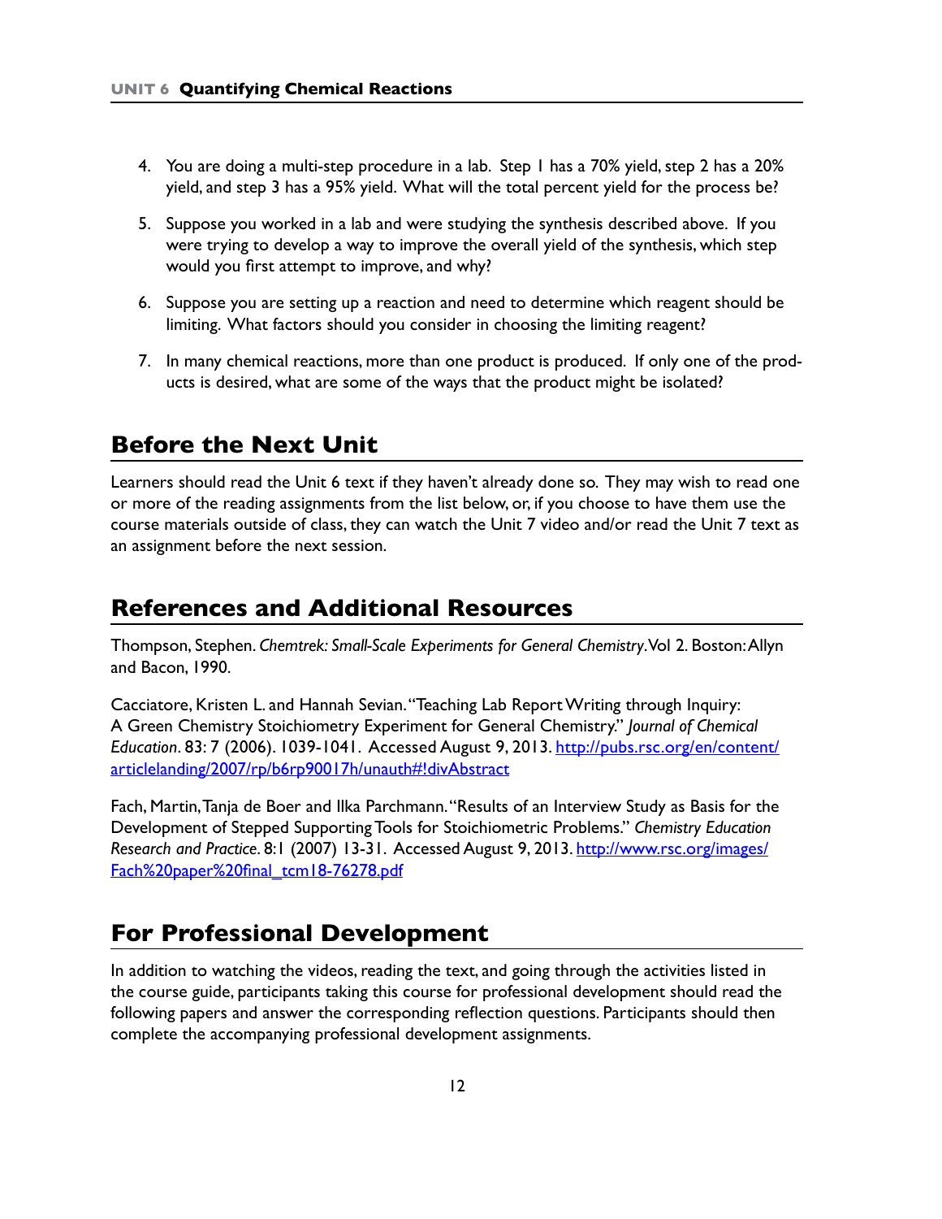4. You are doing a multi-step procedure in a lab. Step 1 has a 70% yield, step 2 has a 20% yield, and step 3 has a 95% yield. What will the total percent yield for the process be?

5. Suppose you worked in a lab and were studying the synthesis described above. If you were trying to develop a way to improve the overall yield of the synthesis, which step would you first attempt to improve, and why?

6. Suppose you are setting up a reaction and need to determine which reagent should be limiting. What factors should you consider in choosing the limiting reagent?

7. In many chemical reactions, more than one product is produced. If only one of the products is desired, what are some of the ways that the product might be isolated?

## Before the Next Unit

Learners should read the Unit 6 text if they haven't already done so. They may wish to read one or more of the reading assignments from the list below, or, if you choose to have them use the course materials outside of class, they can watch the Unit 7 video and/or read the Unit 7 text as an assignment before the next session.

## References and Additional Resources

Thompson, Stephen. *Chemtrek: Small-Scale Experiments for General Chemistry*. Vol 2. Boston: Allyn and Bacon, 1990.

Cacciatore, Kristen L. and Hannah Sevian. "Teaching Lab Report Writing through Inquiry: A Green Chemistry Stoichiometry Experiment for General Chemistry." *Journal of Chemical Education*. 83: 7 (2006). 1039-1041. Accessed August 9, 2013. http://pubs.rsc.org/en/content/articlelanding/2007/rp/b6rp90017h/unauth#!divAbstract

Fach, Martin, Tanja de Boer and Ilka Parchmann. "Results of an Interview Study as Basis for the Development of Stepped Supporting Tools for Stoichiometric Problems." *Chemistry Education Research and Practice*. 8:1 (2007) 13-31. Accessed August 9, 2013. http://www.rsc.org/images/Fach%20paper%20final_tcm18-76278.pdf

## For Professional Development

In addition to watching the videos, reading the text, and going through the activities listed in the course guide, participants taking this course for professional development should read the following papers and answer the corresponding reflection questions. Participants should then complete the accompanying professional development assignments.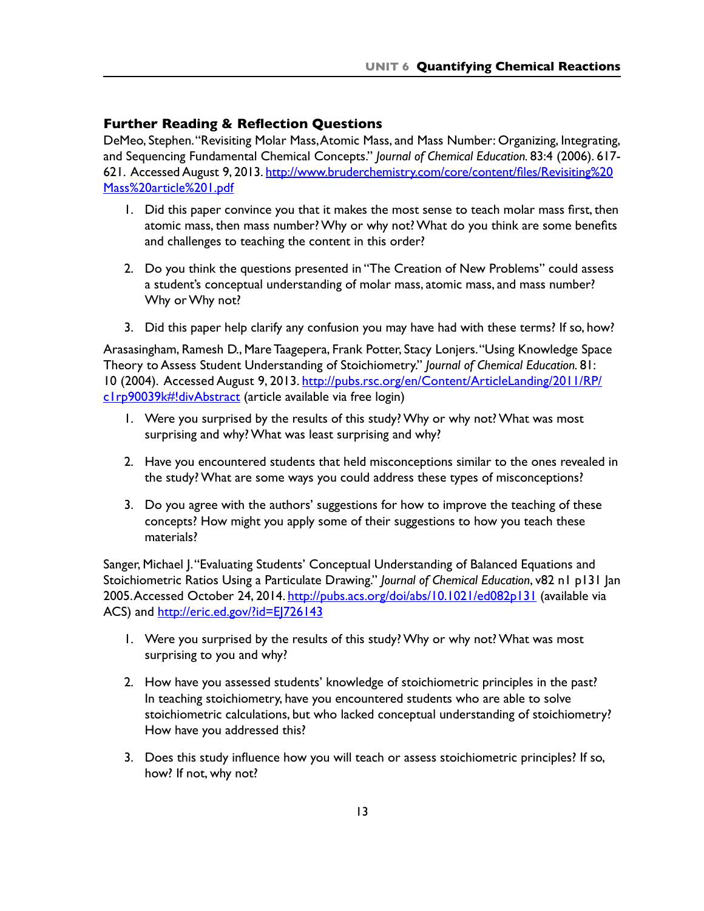### Further Reading & Reflection Questions

DeMeo, Stephen. "Revisiting Molar Mass, Atomic Mass, and Mass Number: Organizing, Integrating, and Sequencing Fundamental Chemical Concepts." *Journal of Chemical Education.* 83:4 (2006). 617-621. Accessed August 9, 2013. [http://www.bruderchemistry.com/core/content/files/Revisiting%20Mass%20article%201.pdf](http://www.bruderchemistry.com/core/content/files/Revisiting%20Mass%20article%201.pdf)

1. Did this paper convince you that it makes the most sense to teach molar mass first, then atomic mass, then mass number? Why or why not? What do you think are some benefits and challenges to teaching the content in this order?

2. Do you think the questions presented in "The Creation of New Problems" could assess a student's conceptual understanding of molar mass, atomic mass, and mass number? Why or Why not?

3. Did this paper help clarify any confusion you may have had with these terms? If so, how?

Arasasingham, Ramesh D., Mare Taagepera, Frank Potter, Stacy Lonjers. "Using Knowledge Space Theory to Assess Student Understanding of Stoichiometry." *Journal of Chemical Education.* 81: 10 (2004). Accessed August 9, 2013. [http://pubs.rsc.org/en/Content/ArticleLanding/2011/RP/c1rp90039k#!divAbstract](http://pubs.rsc.org/en/Content/ArticleLanding/2011/RP/c1rp90039k#!divAbstract) (article available via free login)

1. Were you surprised by the results of this study? Why or why not? What was most surprising and why? What was least surprising and why?

2. Have you encountered students that held misconceptions similar to the ones revealed in the study? What are some ways you could address these types of misconceptions?

3. Do you agree with the authors' suggestions for how to improve the teaching of these concepts? How might you apply some of their suggestions to how you teach these materials?

Sanger, Michael J. "Evaluating Students' Conceptual Understanding of Balanced Equations and Stoichiometric Ratios Using a Particulate Drawing." *Journal of Chemical Education*, v82 n1 p131 Jan 2005. Accessed October 24, 2014. [http://pubs.acs.org/doi/abs/10.1021/ed082p131](http://pubs.acs.org/doi/abs/10.1021/ed082p131) (available via ACS) and [http://eric.ed.gov/?id=EJ726143](http://eric.ed.gov/?id=EJ726143)

1. Were you surprised by the results of this study? Why or why not? What was most surprising to you and why?

2. How have you assessed students' knowledge of stoichiometric principles in the past? In teaching stoichiometry, have you encountered students who are able to solve stoichiometric calculations, but who lacked conceptual understanding of stoichiometry? How have you addressed this?

3. Does this study influence how you will teach or assess stoichiometric principles? If so, how? If not, why not?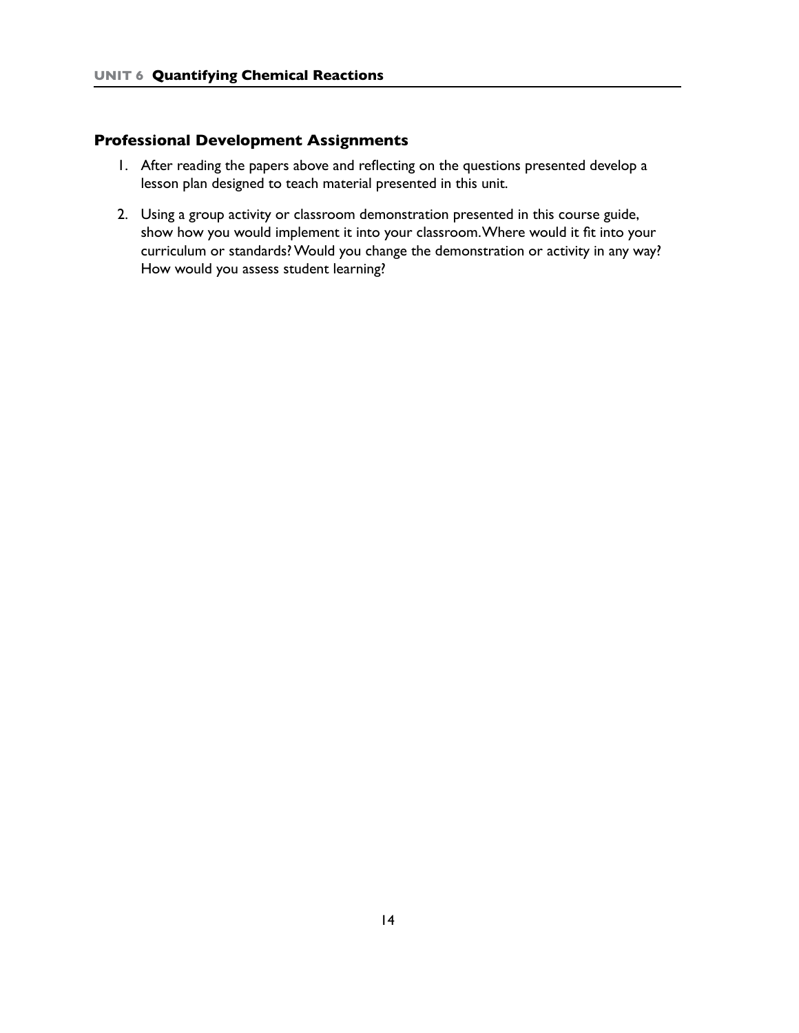## Professional Development Assignments

1. After reading the papers above and reflecting on the questions presented develop a lesson plan designed to teach material presented in this unit.
2. Using a group activity or classroom demonstration presented in this course guide, show how you would implement it into your classroom. Where would it fit into your curriculum or standards? Would you change the demonstration or activity in any way? How would you assess student learning?